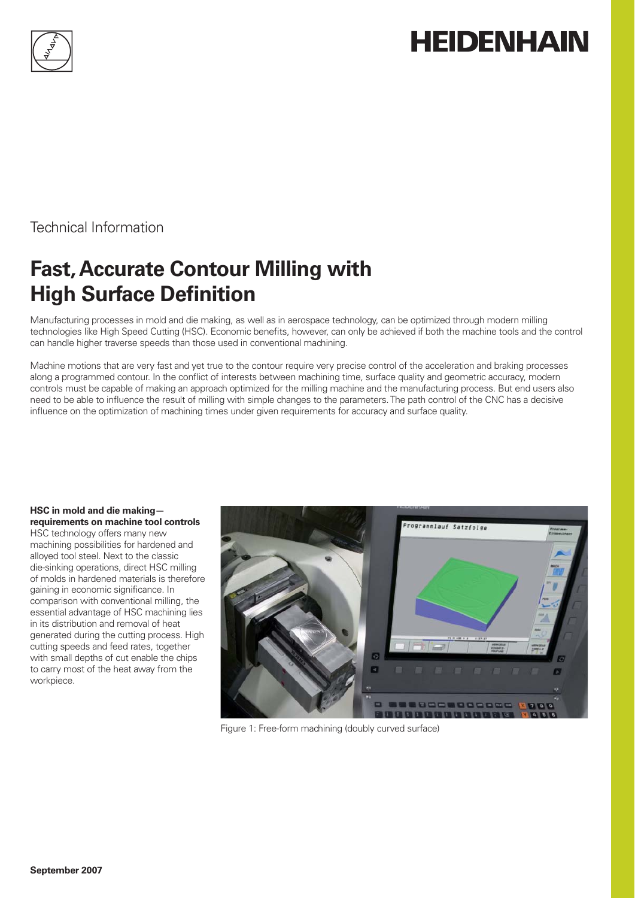HEIDENHAIN

Technical Information

# Fast, Accurate Contour Milling with High Surface Definition

Manufacturing processes in mold and die making, as well as in aerospace technology, can be optimized through modern milling technologies like High Speed Cutting (HSC). Economic benefits, however, can only be achieved if both the machine tools and the control can handle higher traverse speeds than those used in conventional machining.

Machine motions that are very fast and yet true to the contour require very precise control of the acceleration and braking processes along a programmed contour. In the conflict of interests between machining time, surface quality and geometric accuracy, modern controls must be capable of making an approach optimized for the milling machine and the manufacturing process. But end users also need to be able to influence the result of milling with simple changes to the parameters. The path control of the CNC has a decisive influence on the optimization of machining times under given requirements for accuracy and surface quality.

**HSC in mold and die making—requirements on machine tool controls**

HSC technology offers many new machining possibilities for hardened and alloyed tool steel. Next to the classic die-sinking operations, direct HSC milling of molds in hardened materials is therefore gaining in economic significance. In comparison with conventional milling, the essential advantage of HSC machining lies in its distribution and removal of heat generated during the cutting process. High cutting speeds and feed rates, together with small depths of cut enable the chips to carry most of the heat away from the workpiece.

Figure 1: Free-form machining (doubly curved surface)

**September 2007**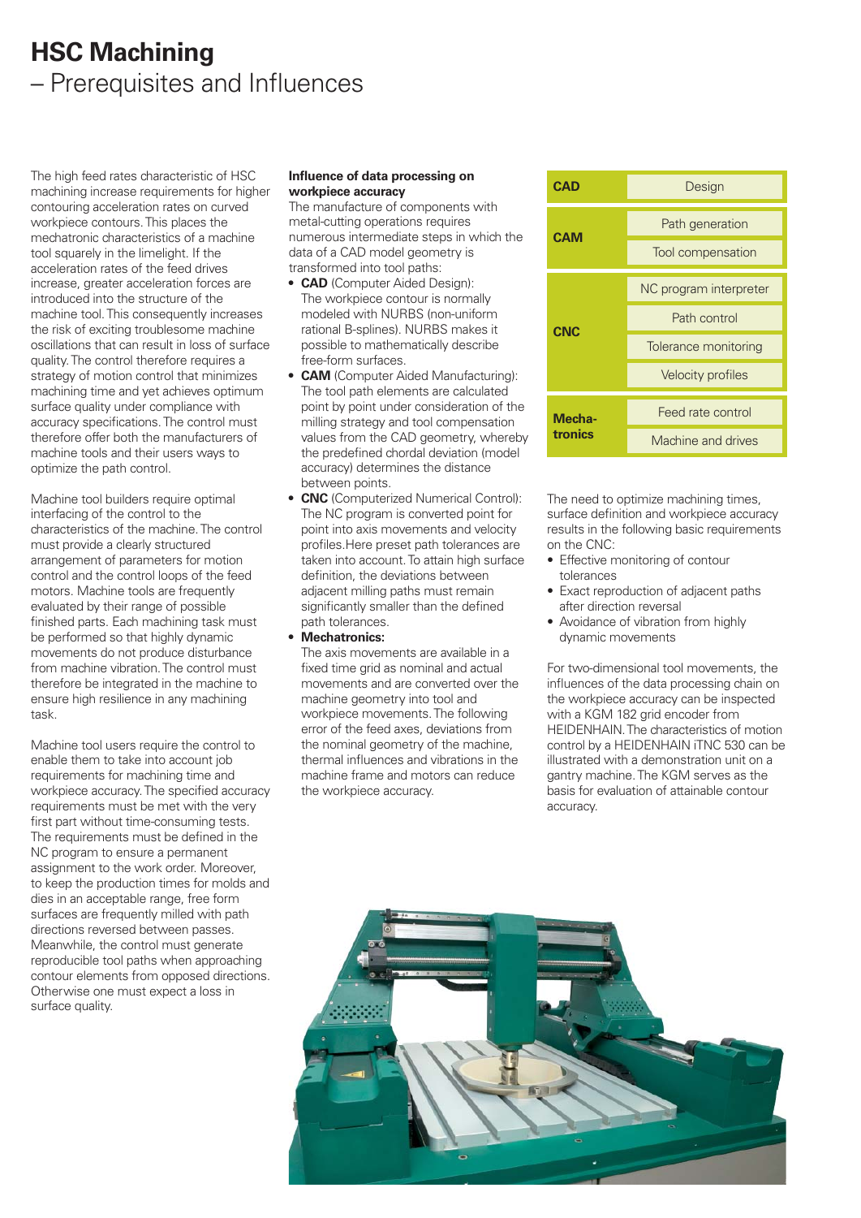# HSC Machining
## – Prerequisites and Influences

The high feed rates characteristic of HSC machining increase requirements for higher contouring acceleration rates on curved workpiece contours. This places the mechatronic characteristics of a machine tool squarely in the limelight. If the acceleration rates of the feed drives increase, greater acceleration forces are introduced into the structure of the machine tool. This consequently increases the risk of exciting troublesome machine oscillations that can result in loss of surface quality. The control therefore requires a strategy of motion control that minimizes machining time and yet achieves optimum surface quality under compliance with accuracy specifications. The control must therefore offer both the manufacturers of machine tools and their users ways to optimize the path control.

Machine tool builders require optimal interfacing of the control to the characteristics of the machine. The control must provide a clearly structured arrangement of parameters for motion control and the control loops of the feed motors. Machine tools are frequently evaluated by their range of possible finished parts. Each machining task must be performed so that highly dynamic movements do not produce disturbance from machine vibration. The control must therefore be integrated in the machine to ensure high resilience in any machining task.

Machine tool users require the control to enable them to take into account job requirements for machining time and workpiece accuracy. The specified accuracy requirements must be met with the very first part without time-consuming tests. The requirements must be defined in the NC program to ensure a permanent assignment to the work order. Moreover, to keep the production times for molds and dies in an acceptable range, free form surfaces are frequently milled with path directions reversed between passes. Meanwhile, the control must generate reproducible tool paths when approaching contour elements from opposed directions. Otherwise one must expect a loss in surface quality.

**Influence of data processing on workpiece accuracy**

The manufacture of components with metal-cutting operations requires numerous intermediate steps in which the data of a CAD model geometry is transformed into tool paths:

- **CAD** (Computer Aided Design): The workpiece contour is normally modeled with NURBS (non-uniform rational B-splines). NURBS makes it possible to mathematically describe free-form surfaces.
- **CAM** (Computer Aided Manufacturing): The tool path elements are calculated point by point under consideration of the milling strategy and tool compensation values from the CAD geometry, whereby the predefined chordal deviation (model accuracy) determines the distance between points.
- **CNC** (Computerized Numerical Control): The NC program is converted point for point into axis movements and velocity profiles. Here preset path tolerances are taken into account. To attain high surface definition, the deviations between adjacent milling paths must remain significantly smaller than the defined path tolerances.
- **Mechatronics:** The axis movements are available in a fixed time grid as nominal and actual movements and are converted over the machine geometry into tool and workpiece movements. The following error of the feed axes, deviations from the nominal geometry of the machine, thermal influences and vibrations in the machine frame and motors can reduce the workpiece accuracy.

| | |
|---|---|
| **CAD** | Design |
| **CAM** | Path generation |
| | Tool compensation |
| **CNC** | NC program interpreter |
| | Path control |
| | Tolerance monitoring |
| | Velocity profiles |
| **Mechatronics** | Feed rate control |
| | Machine and drives |

The need to optimize machining times, surface definition and workpiece accuracy results in the following basic requirements on the CNC:

- Effective monitoring of contour tolerances
- Exact reproduction of adjacent paths after direction reversal
- Avoidance of vibration from highly dynamic movements

For two-dimensional tool movements, the influences of the data processing chain on the workpiece accuracy can be inspected with a KGM 182 grid encoder from HEIDENHAIN. The characteristics of motion control by a HEIDENHAIN iTNC 530 can be illustrated with a demonstration unit on a gantry machine. The KGM serves as the basis for evaluation of attainable contour accuracy.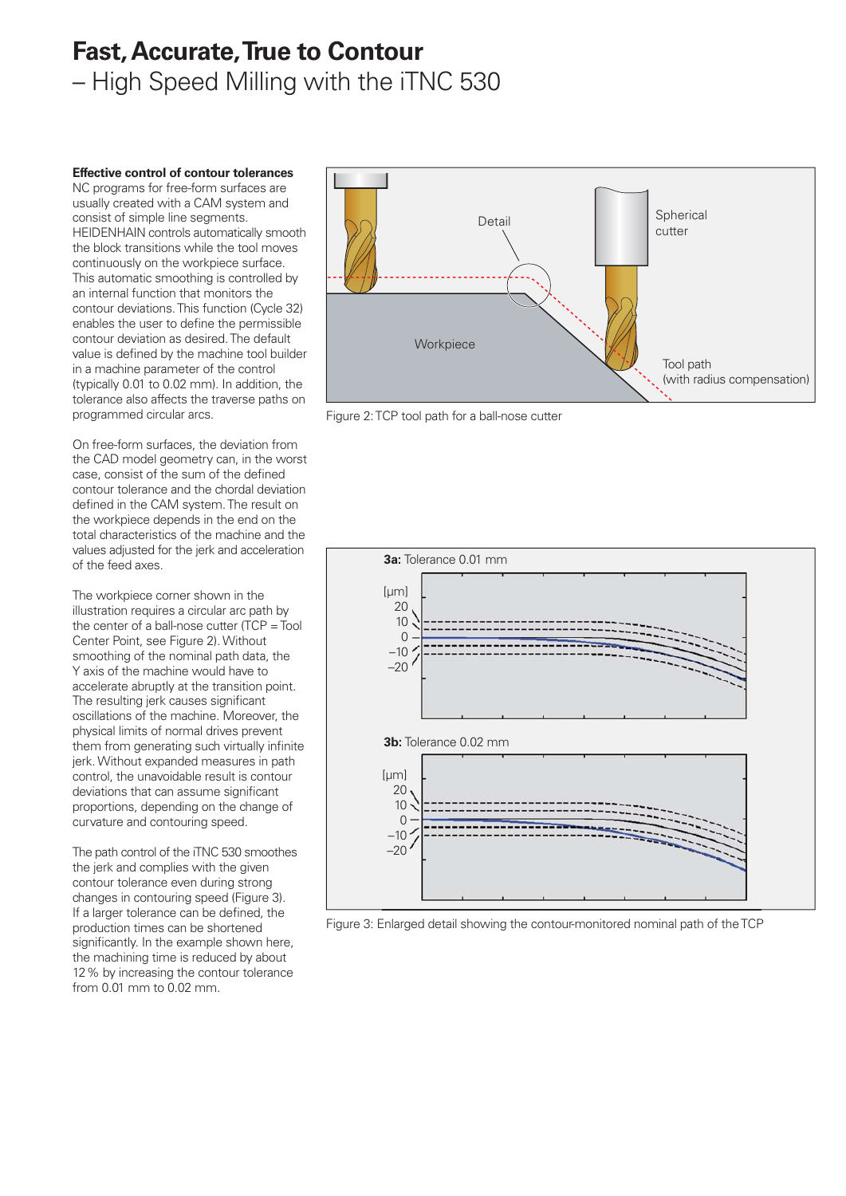# Fast, Accurate, True to Contour

– High Speed Milling with the iTNC 530

**Effective control of contour tolerances**

NC programs for free-form surfaces are usually created with a CAM system and consist of simple line segments. HEIDENHAIN controls automatically smooth the block transitions while the tool moves continuously on the workpiece surface. This automatic smoothing is controlled by an internal function that monitors the contour deviations. This function (Cycle 32) enables the user to define the permissible contour deviation as desired. The default value is defined by the machine tool builder in a machine parameter of the control (typically 0.01 to 0.02 mm). In addition, the tolerance also affects the traverse paths on programmed circular arcs.

On free-form surfaces, the deviation from the CAD model geometry can, in the worst case, consist of the sum of the defined contour tolerance and the chordal deviation defined in the CAM system. The result on the workpiece depends in the end on the total characteristics of the machine and the values adjusted for the jerk and acceleration of the feed axes.

The workpiece corner shown in the illustration requires a circular arc path by the center of a ball-nose cutter (TCP = Tool Center Point, see Figure 2). Without smoothing of the nominal path data, the Y axis of the machine would have to accelerate abruptly at the transition point. The resulting jerk causes significant oscillations of the machine. Moreover, the physical limits of normal drives prevent them from generating such virtually infinite jerk. Without expanded measures in path control, the unavoidable result is contour deviations that can assume significant proportions, depending on the change of curvature and contouring speed.

The path control of the iTNC 530 smoothes the jerk and complies with the given contour tolerance even during strong changes in contouring speed (Figure 3). If a larger tolerance can be defined, the production times can be shortened significantly. In the example shown here, the machining time is reduced by about 12 % by increasing the contour tolerance from 0.01 mm to 0.02 mm.

Figure 2: TCP tool path for a ball-nose cutter

Figure 3: Enlarged detail showing the contour-monitored nominal path of the TCP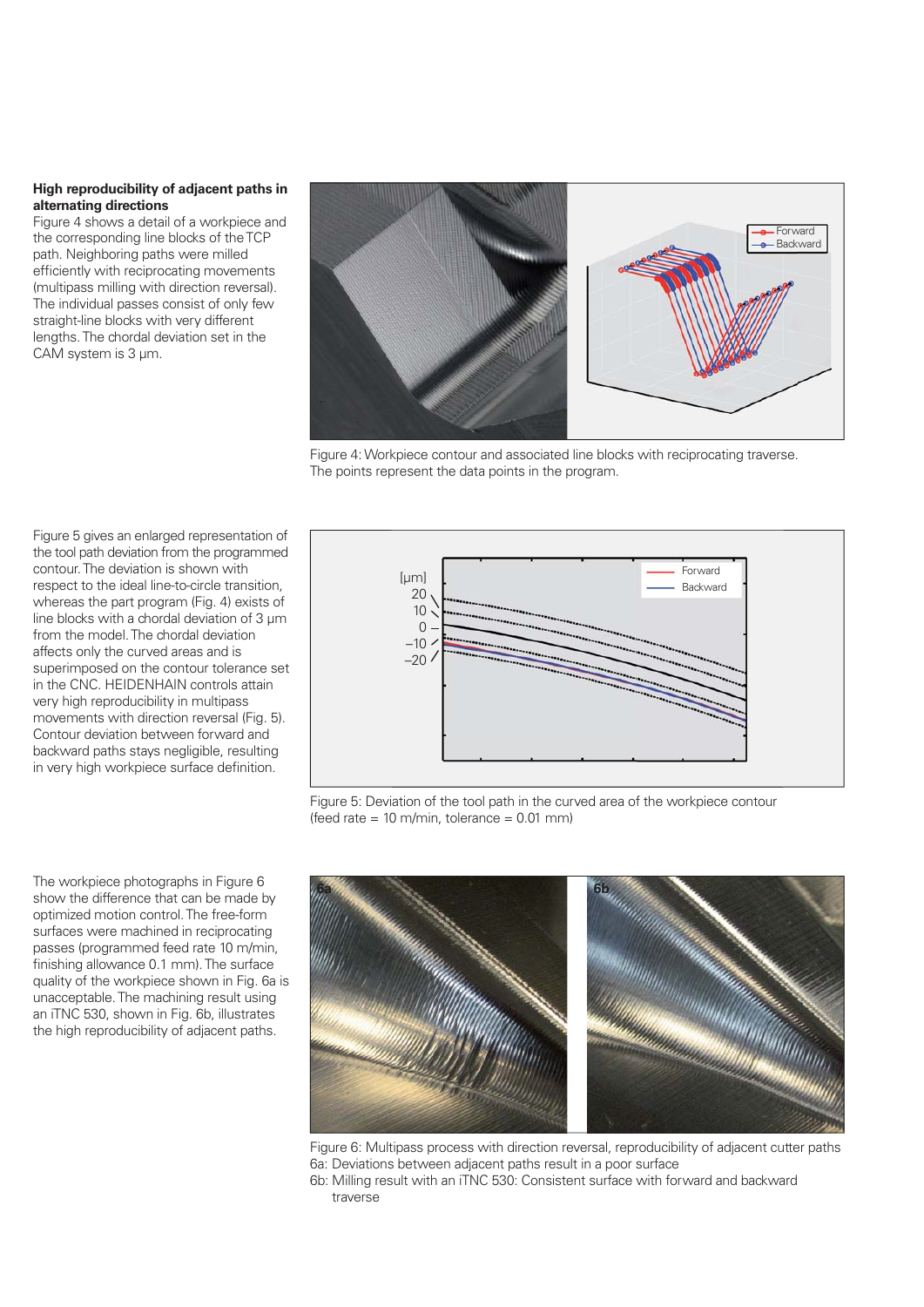**High reproducibility of adjacent paths in alternating directions**

Figure 4 shows a detail of a workpiece and the corresponding line blocks of the TCP path. Neighboring paths were milled efficiently with reciprocating movements (multipass milling with direction reversal). The individual passes consist of only few straight-line blocks with very different lengths. The chordal deviation set in the CAM system is 3 µm.

Figure 4: Workpiece contour and associated line blocks with reciprocating traverse. The points represent the data points in the program.

Figure 5 gives an enlarged representation of the tool path deviation from the programmed contour. The deviation is shown with respect to the ideal line-to-circle transition, whereas the part program (Fig. 4) exists of line blocks with a chordal deviation of 3 µm from the model. The chordal deviation affects only the curved areas and is superimposed on the contour tolerance set in the CNC. HEIDENHAIN controls attain very high reproducibility in multipass movements with direction reversal (Fig. 5). Contour deviation between forward and backward paths stays negligible, resulting in very high workpiece surface definition.

Figure 5: Deviation of the tool path in the curved area of the workpiece contour (feed rate = 10 m/min, tolerance = 0.01 mm)

The workpiece photographs in Figure 6 show the difference that can be made by optimized motion control. The free-form surfaces were machined in reciprocating passes (programmed feed rate 10 m/min, finishing allowance 0.1 mm). The surface quality of the workpiece shown in Fig. 6a is unacceptable. The machining result using an iTNC 530, shown in Fig. 6b, illustrates the high reproducibility of adjacent paths.

Figure 6: Multipass process with direction reversal, reproducibility of adjacent cutter paths
6a: Deviations between adjacent paths result in a poor surface
6b: Milling result with an iTNC 530: Consistent surface with forward and backward traverse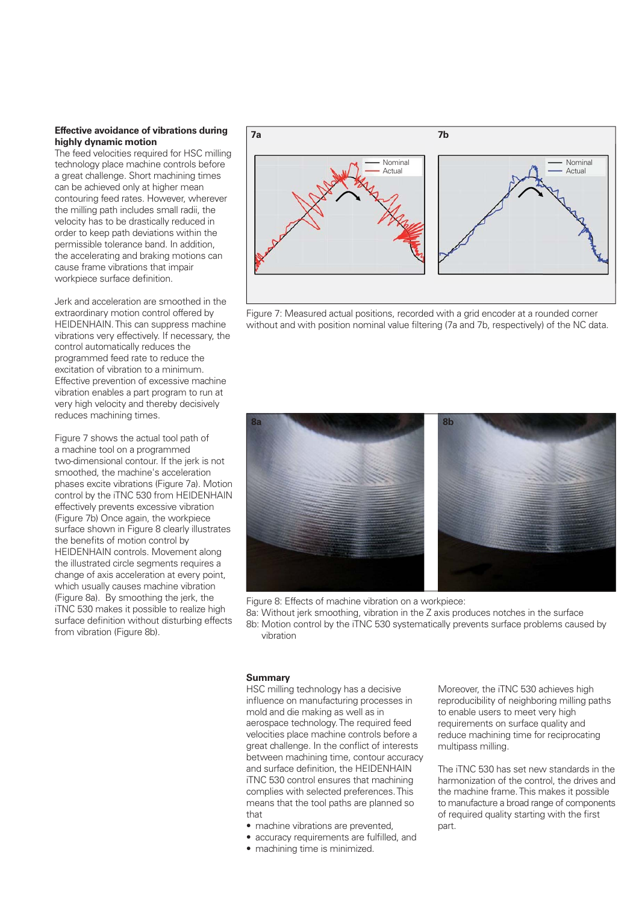## Effective avoidance of vibrations during highly dynamic motion

The feed velocities required for HSC milling technology place machine controls before a great challenge. Short machining times can be achieved only at higher mean contouring feed rates. However, wherever the milling path includes small radii, the velocity has to be drastically reduced in order to keep path deviations within the permissible tolerance band. In addition, the accelerating and braking motions can cause frame vibrations that impair workpiece surface definition.

Jerk and acceleration are smoothed in the extraordinary motion control offered by HEIDENHAIN. This can suppress machine vibrations very effectively. If necessary, the control automatically reduces the programmed feed rate to reduce the excitation of vibration to a minimum. Effective prevention of excessive machine vibration enables a part program to run at very high velocity and thereby decisively reduces machining times.

Figure 7 shows the actual tool path of a machine tool on a programmed two-dimensional contour. If the jerk is not smoothed, the machine's acceleration phases excite vibrations (Figure 7a). Motion control by the iTNC 530 from HEIDENHAIN effectively prevents excessive vibration (Figure 7b) Once again, the workpiece surface shown in Figure 8 clearly illustrates the benefits of motion control by HEIDENHAIN controls. Movement along the illustrated circle segments requires a change of axis acceleration at every point, which usually causes machine vibration (Figure 8a). By smoothing the jerk, the iTNC 530 makes it possible to realize high surface definition without disturbing effects from vibration (Figure 8b).

Figure 7: Measured actual positions, recorded with a grid encoder at a rounded corner without and with position nominal value filtering (7a and 7b, respectively) of the NC data.

Figure 8: Effects of machine vibration on a workpiece:
8a: Without jerk smoothing, vibration in the Z axis produces notches in the surface
8b: Motion control by the iTNC 530 systematically prevents surface problems caused by vibration

## Summary

HSC milling technology has a decisive influence on manufacturing processes in mold and die making as well as in aerospace technology. The required feed velocities place machine controls before a great challenge. In the conflict of interests between machining time, contour accuracy and surface definition, the HEIDENHAIN iTNC 530 control ensures that machining complies with selected preferences. This means that the tool paths are planned so that

- machine vibrations are prevented,
- accuracy requirements are fulfilled, and
- machining time is minimized.

Moreover, the iTNC 530 achieves high reproducibility of neighboring milling paths to enable users to meet very high requirements on surface quality and reduce machining time for reciprocating multipass milling.

The iTNC 530 has set new standards in the harmonization of the control, the drives and the machine frame. This makes it possible to manufacture a broad range of components of required quality starting with the first part.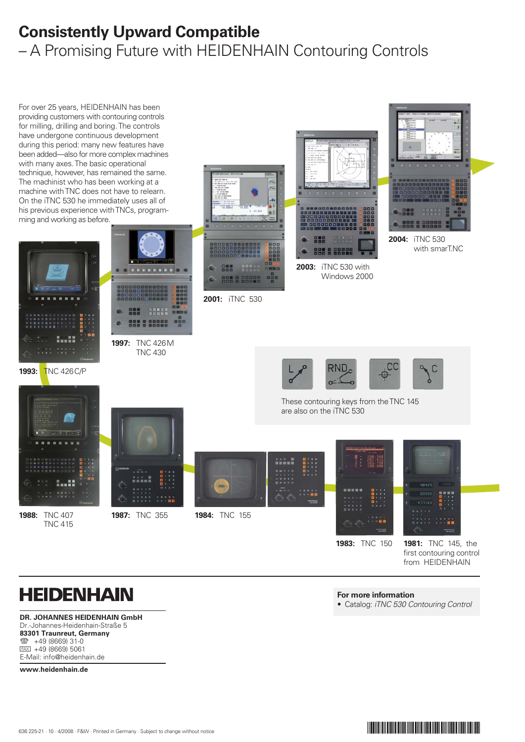# Consistently Upward Compatible

## – A Promising Future with HEIDENHAIN Contouring Controls

For over 25 years, HEIDENHAIN has been providing customers with contouring controls for milling, drilling and boring. The controls have undergone continuous development during this period: many new features have been added—also for more complex machines with many axes. The basic operational technique, however, has remained the same. The machinist who has been working at a machine with TNC does not have to relearn. On the iTNC 530 he immediately uses all of his previous experience with TNCs, programming and working as before.

**2004:** iTNC 530 with smarT.NC

**2003:** iTNC 530 with Windows 2000

**2001:** iTNC 530

**1997:** TNC 426 M TNC 430

**1993:** TNC 426 C/P

These contouring keys from the TNC 145 are also on the iTNC 530

**1988:** TNC 407 TNC 415

**1987:** TNC 355

**1984:** TNC 155

**1983:** TNC 150

**1981:** TNC 145, the first contouring control from HEIDENHAIN

**HEIDENHAIN**

**DR. JOHANNES HEIDENHAIN GmbH**
Dr.-Johannes-Heidenhain-Straße 5
**83301 Traunreut, Germany**
☏ +49 (8669) 31-0
FAX +49 (8669) 5061
E-Mail: info@heidenhain.de

**www.heidenhain.de**

**For more information**
- Catalog: *iTNC 530 Contouring Control*

636 225-21 · 10 · 4/2008 · F&W · Printed in Germany · Subject to change without notice